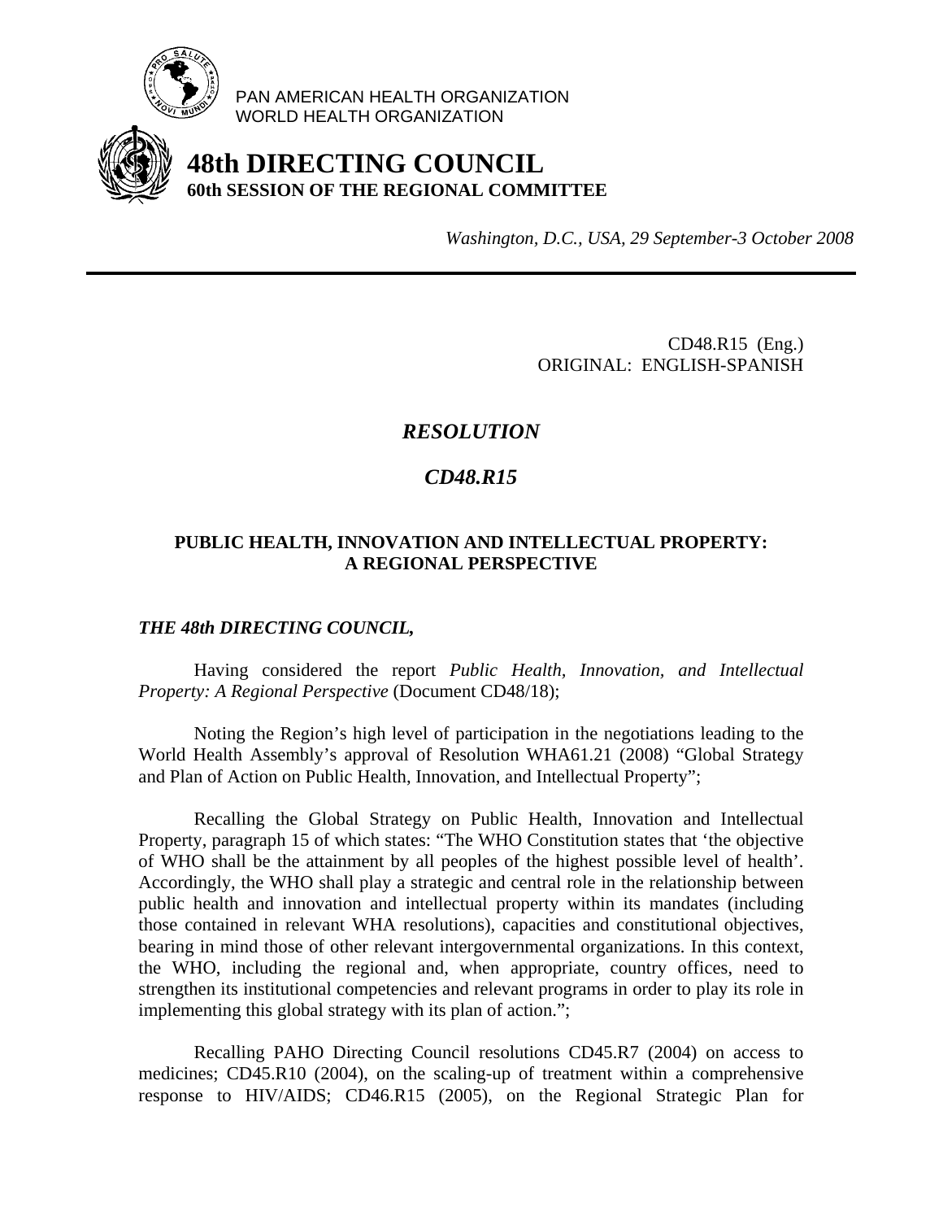PAN AMERICAN HEALTH ORGANIZATION
WORLD HEALTH ORGANIZATION

# 48th DIRECTING COUNCIL
## 60th SESSION OF THE REGIONAL COMMITTEE

*Washington, D.C., USA, 29 September-3 October 2008*

---

CD48.R15 (Eng.)
ORIGINAL: ENGLISH-SPANISH

# *RESOLUTION*

# *CD48.R15*

## PUBLIC HEALTH, INNOVATION AND INTELLECTUAL PROPERTY: A REGIONAL PERSPECTIVE

***THE 48th DIRECTING COUNCIL,***

Having considered the report *Public Health, Innovation, and Intellectual Property: A Regional Perspective* (Document CD48/18);

Noting the Region's high level of participation in the negotiations leading to the World Health Assembly's approval of Resolution WHA61.21 (2008) "Global Strategy and Plan of Action on Public Health, Innovation, and Intellectual Property";

Recalling the Global Strategy on Public Health, Innovation and Intellectual Property, paragraph 15 of which states: "The WHO Constitution states that 'the objective of WHO shall be the attainment by all peoples of the highest possible level of health'. Accordingly, the WHO shall play a strategic and central role in the relationship between public health and innovation and intellectual property within its mandates (including those contained in relevant WHA resolutions), capacities and constitutional objectives, bearing in mind those of other relevant intergovernmental organizations. In this context, the WHO, including the regional and, when appropriate, country offices, need to strengthen its institutional competencies and relevant programs in order to play its role in implementing this global strategy with its plan of action.";

Recalling PAHO Directing Council resolutions CD45.R7 (2004) on access to medicines; CD45.R10 (2004), on the scaling-up of treatment within a comprehensive response to HIV/AIDS; CD46.R15 (2005), on the Regional Strategic Plan for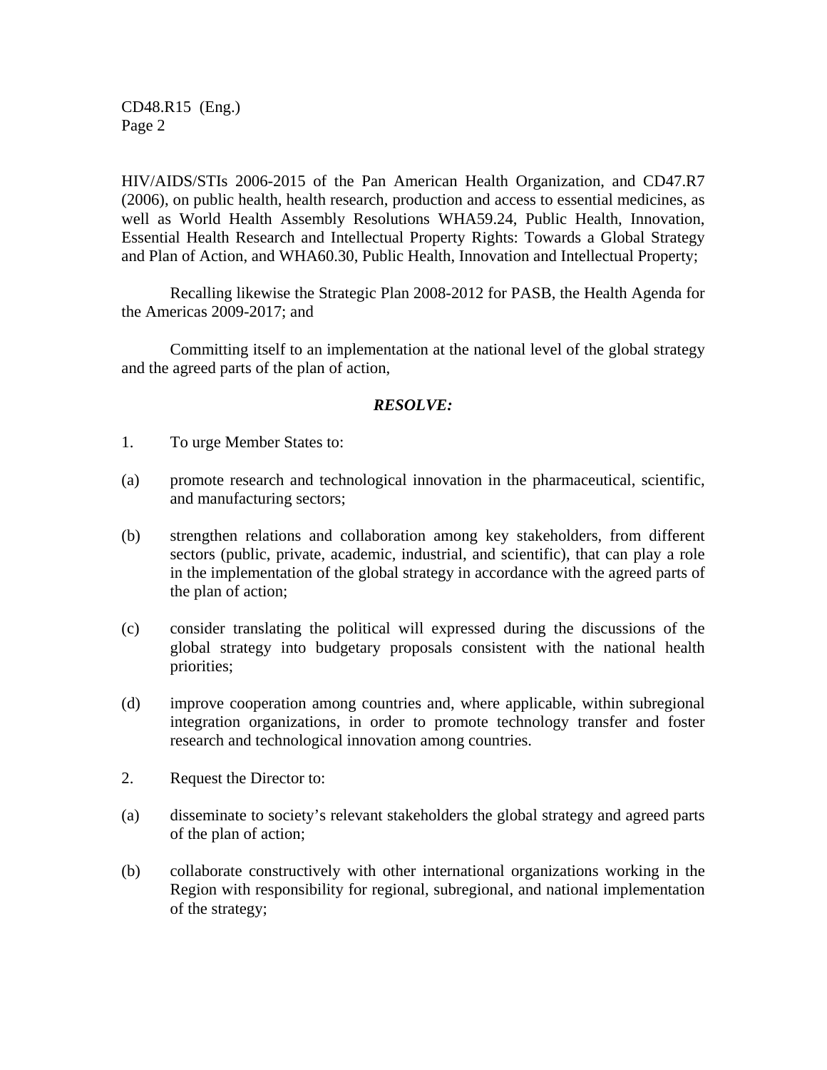HIV/AIDS/STIs 2006-2015 of the Pan American Health Organization, and CD47.R7 (2006), on public health, health research, production and access to essential medicines, as well as World Health Assembly Resolutions WHA59.24, Public Health, Innovation, Essential Health Research and Intellectual Property Rights: Towards a Global Strategy and Plan of Action, and WHA60.30, Public Health, Innovation and Intellectual Property;

Recalling likewise the Strategic Plan 2008-2012 for PASB, the Health Agenda for the Americas 2009-2017; and

Committing itself to an implementation at the national level of the global strategy and the agreed parts of the plan of action,

***RESOLVE:***

1. To urge Member States to:

(a) promote research and technological innovation in the pharmaceutical, scientific, and manufacturing sectors;

(b) strengthen relations and collaboration among key stakeholders, from different sectors (public, private, academic, industrial, and scientific), that can play a role in the implementation of the global strategy in accordance with the agreed parts of the plan of action;

(c) consider translating the political will expressed during the discussions of the global strategy into budgetary proposals consistent with the national health priorities;

(d) improve cooperation among countries and, where applicable, within subregional integration organizations, in order to promote technology transfer and foster research and technological innovation among countries.

2. Request the Director to:

(a) disseminate to society's relevant stakeholders the global strategy and agreed parts of the plan of action;

(b) collaborate constructively with other international organizations working in the Region with responsibility for regional, subregional, and national implementation of the strategy;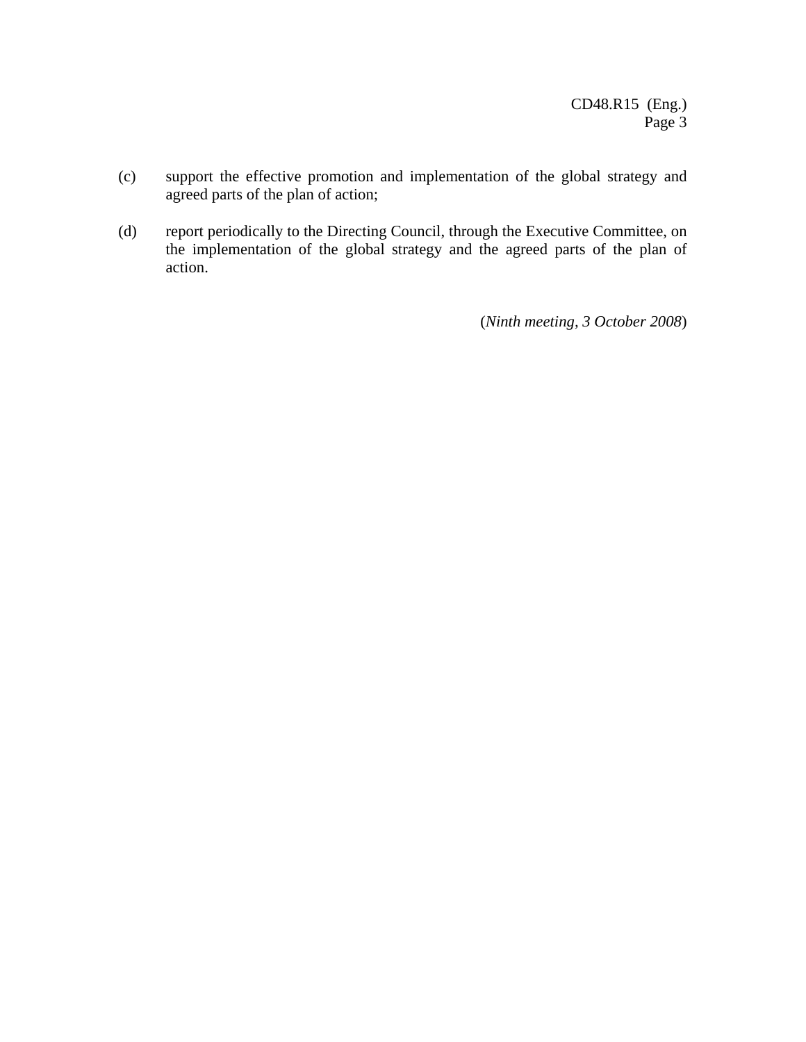(c) support the effective promotion and implementation of the global strategy and agreed parts of the plan of action;

(d) report periodically to the Directing Council, through the Executive Committee, on the implementation of the global strategy and the agreed parts of the plan of action.

(*Ninth meeting, 3 October 2008*)